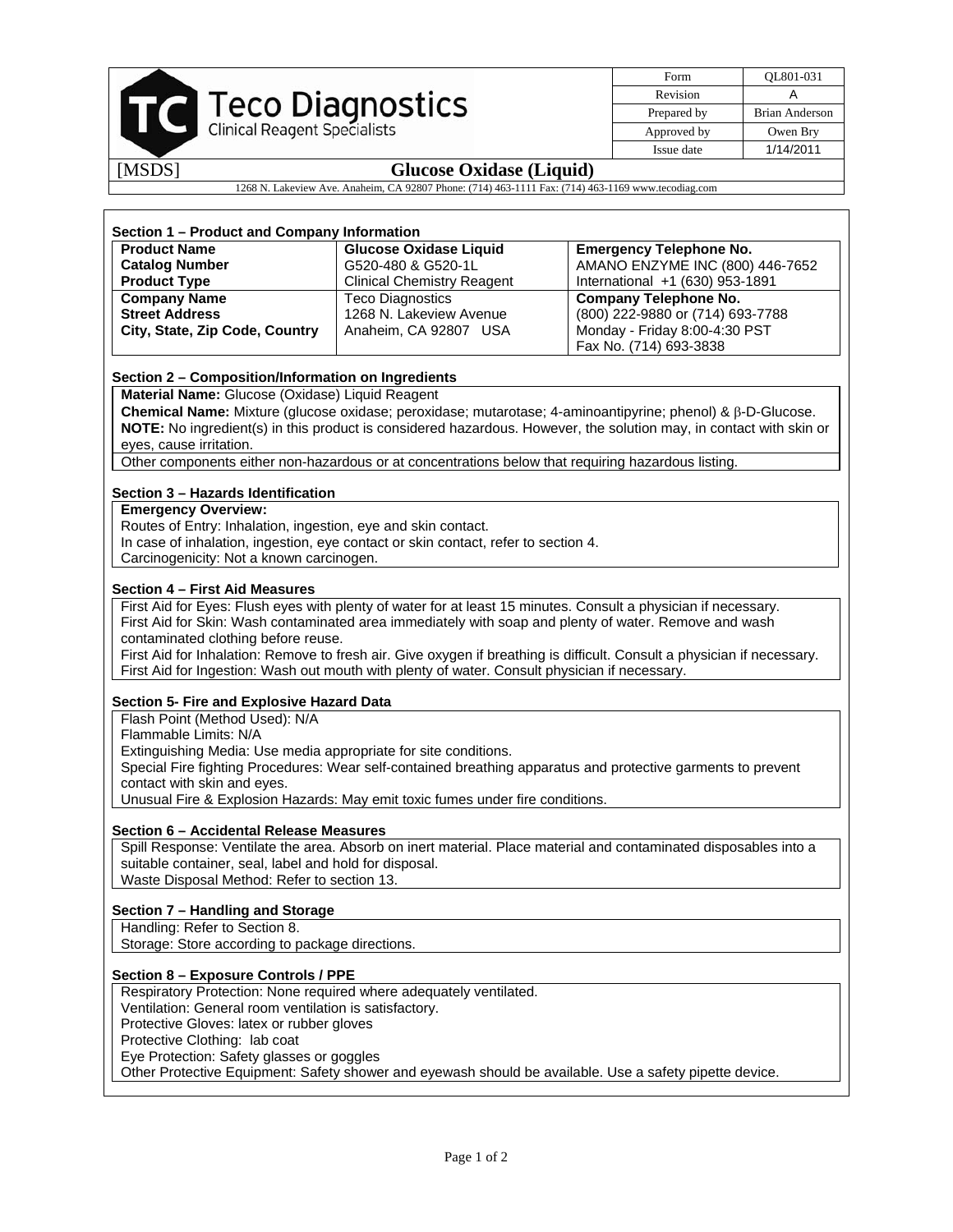Teco Diagnostics
Clinical Reagent Specialists

| Form | QL801-031 |
| --- | --- |
| Revision | A |
| Prepared by | Brian Anderson |
| Approved by | Owen Bry |
| Issue date | 1/14/2011 |

[MSDS] **Glucose Oxidase (Liquid)**

1268 N. Lakeview Ave. Anaheim, CA 92807 Phone: (714) 463-1111 Fax: (714) 463-1169 www.tecodiag.com

### Section 1 – Product and Company Information

| **Product Name**<br>**Catalog Number**<br>**Product Type** | **Glucose Oxidase Liquid**<br>G520-480 & G520-1L<br>Clinical Chemistry Reagent | **Emergency Telephone No.**<br>AMANO ENZYME INC (800) 446-7652<br>International +1 (630) 953-1891 |
| --- | --- | --- |
| **Company Name**<br>**Street Address**<br>**City, State, Zip Code, Country** | Teco Diagnostics<br>1268 N. Lakeview Avenue<br>Anaheim, CA 92807 USA | **Company Telephone No.**<br>(800) 222-9880 or (714) 693-7788<br>Monday - Friday 8:00-4:30 PST<br>Fax No. (714) 693-3838 |

### Section 2 – Composition/Information on Ingredients

**Material Name:** Glucose (Oxidase) Liquid Reagent
**Chemical Name:** Mixture (glucose oxidase; peroxidase; mutarotase; 4-aminoantipyrine; phenol) & β-D-Glucose.
**NOTE:** No ingredient(s) in this product is considered hazardous. However, the solution may, in contact with skin or eyes, cause irritation.

Other components either non-hazardous or at concentrations below that requiring hazardous listing.

### Section 3 – Hazards Identification

**Emergency Overview:**
Routes of Entry: Inhalation, ingestion, eye and skin contact.
In case of inhalation, ingestion, eye contact or skin contact, refer to section 4.
Carcinogenicity: Not a known carcinogen.

### Section 4 – First Aid Measures

First Aid for Eyes: Flush eyes with plenty of water for at least 15 minutes. Consult a physician if necessary.
First Aid for Skin: Wash contaminated area immediately with soap and plenty of water. Remove and wash contaminated clothing before reuse.
First Aid for Inhalation: Remove to fresh air. Give oxygen if breathing is difficult. Consult a physician if necessary.
First Aid for Ingestion: Wash out mouth with plenty of water. Consult physician if necessary.

### Section 5- Fire and Explosive Hazard Data

Flash Point (Method Used): N/A
Flammable Limits: N/A
Extinguishing Media: Use media appropriate for site conditions.
Special Fire fighting Procedures: Wear self-contained breathing apparatus and protective garments to prevent contact with skin and eyes.
Unusual Fire & Explosion Hazards: May emit toxic fumes under fire conditions.

### Section 6 – Accidental Release Measures

Spill Response: Ventilate the area. Absorb on inert material. Place material and contaminated disposables into a suitable container, seal, label and hold for disposal.
Waste Disposal Method: Refer to section 13.

### Section 7 – Handling and Storage

Handling: Refer to Section 8.
Storage: Store according to package directions.

### Section 8 – Exposure Controls / PPE

Respiratory Protection: None required where adequately ventilated.
Ventilation: General room ventilation is satisfactory.
Protective Gloves: latex or rubber gloves
Protective Clothing: lab coat
Eye Protection: Safety glasses or goggles
Other Protective Equipment: Safety shower and eyewash should be available. Use a safety pipette device.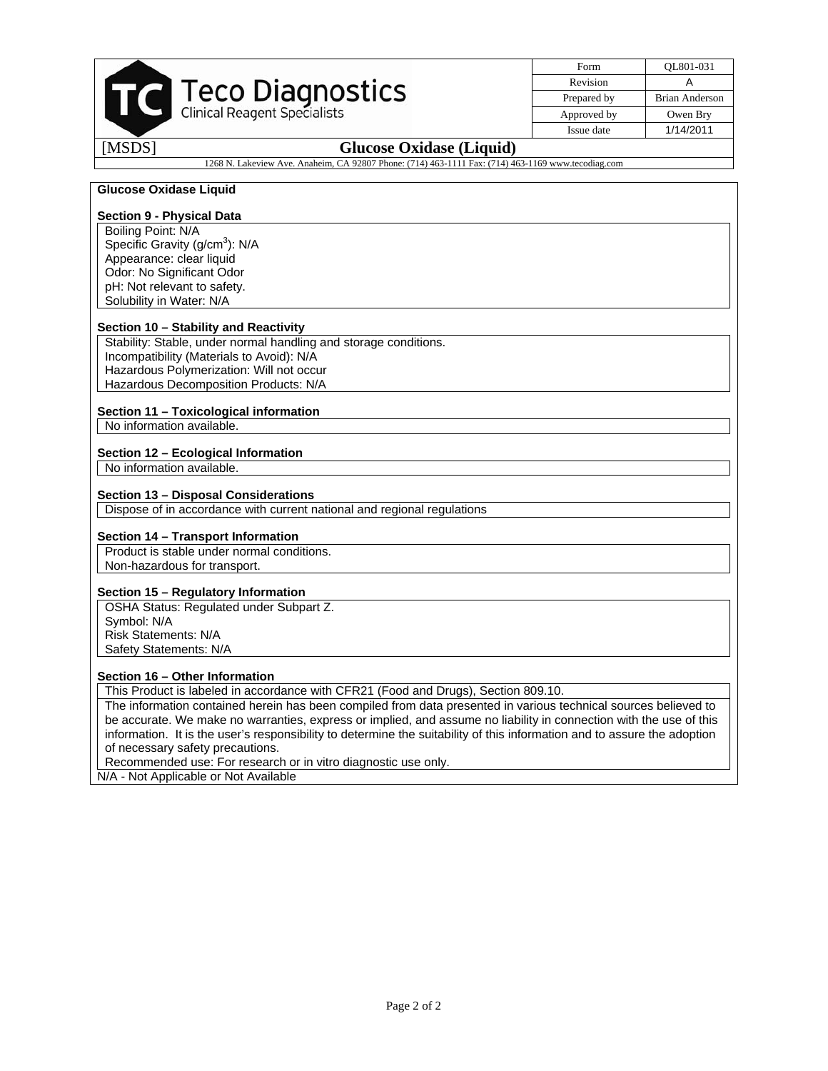Teco Diagnostics
Clinical Reagent Specialists

| | |
|---|---|
| Form | QL801-031 |
| Revision | A |
| Prepared by | Brian Anderson |
| Approved by | Owen Bry |
| Issue date | 1/14/2011 |

[MSDS] **Glucose Oxidase (Liquid)**

1268 N. Lakeview Ave. Anaheim, CA 92807 Phone: (714) 463-1111 Fax: (714) 463-1169 www.tecodiag.com

**Glucose Oxidase Liquid**

**Section 9 - Physical Data**

Boiling Point: N/A
Specific Gravity (g/cm$^3$): N/A
Appearance: clear liquid
Odor: No Significant Odor
pH: Not relevant to safety.
Solubility in Water: N/A

**Section 10 – Stability and Reactivity**

Stability: Stable, under normal handling and storage conditions.
Incompatibility (Materials to Avoid): N/A
Hazardous Polymerization: Will not occur
Hazardous Decomposition Products: N/A

**Section 11 – Toxicological information**

No information available.

**Section 12 – Ecological Information**

No information available.

**Section 13 – Disposal Considerations**

Dispose of in accordance with current national and regional regulations

**Section 14 – Transport Information**

Product is stable under normal conditions.
Non-hazardous for transport.

**Section 15 – Regulatory Information**

OSHA Status: Regulated under Subpart Z.
Symbol: N/A
Risk Statements: N/A
Safety Statements: N/A

**Section 16 – Other Information**

This Product is labeled in accordance with CFR21 (Food and Drugs), Section 809.10.

The information contained herein has been compiled from data presented in various technical sources believed to be accurate. We make no warranties, express or implied, and assume no liability in connection with the use of this information. It is the user's responsibility to determine the suitability of this information and to assure the adoption of necessary safety precautions.

Recommended use: For research or in vitro diagnostic use only.

N/A - Not Applicable or Not Available